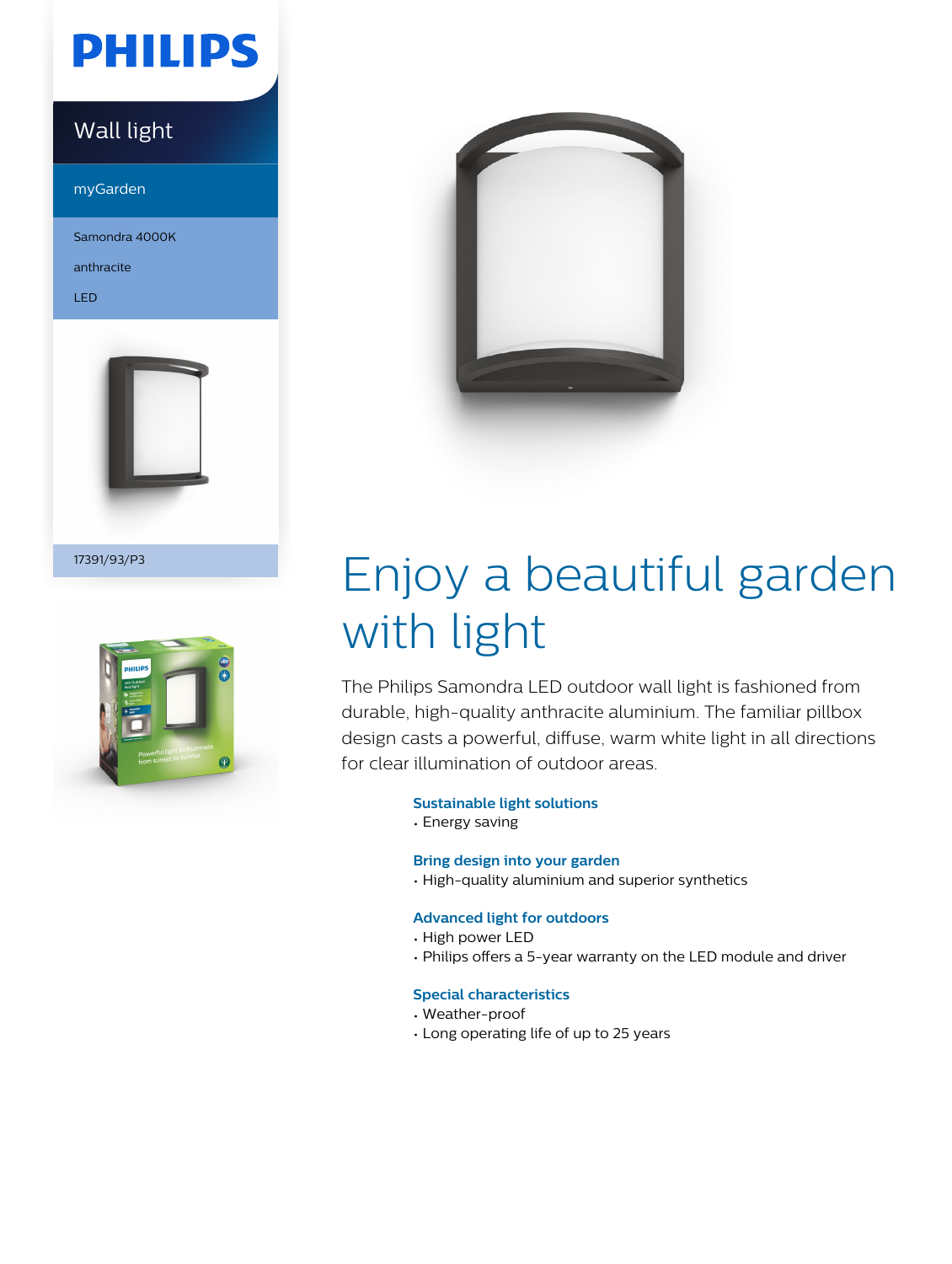PHILIPS

Wall light

myGarden

Samondra 4000K

anthracite

LED

17391/93/P3

# Enjoy a beautiful garden with light

The Philips Samondra LED outdoor wall light is fashioned from durable, high-quality anthracite aluminium. The familiar pillbox design casts a powerful, diffuse, warm white light in all directions for clear illumination of outdoor areas.

### Sustainable light solutions

- Energy saving

### Bring design into your garden

- High-quality aluminium and superior synthetics

### Advanced light for outdoors

- High power LED
- Philips offers a 5-year warranty on the LED module and driver

### Special characteristics

- Weather-proof
- Long operating life of up to 25 years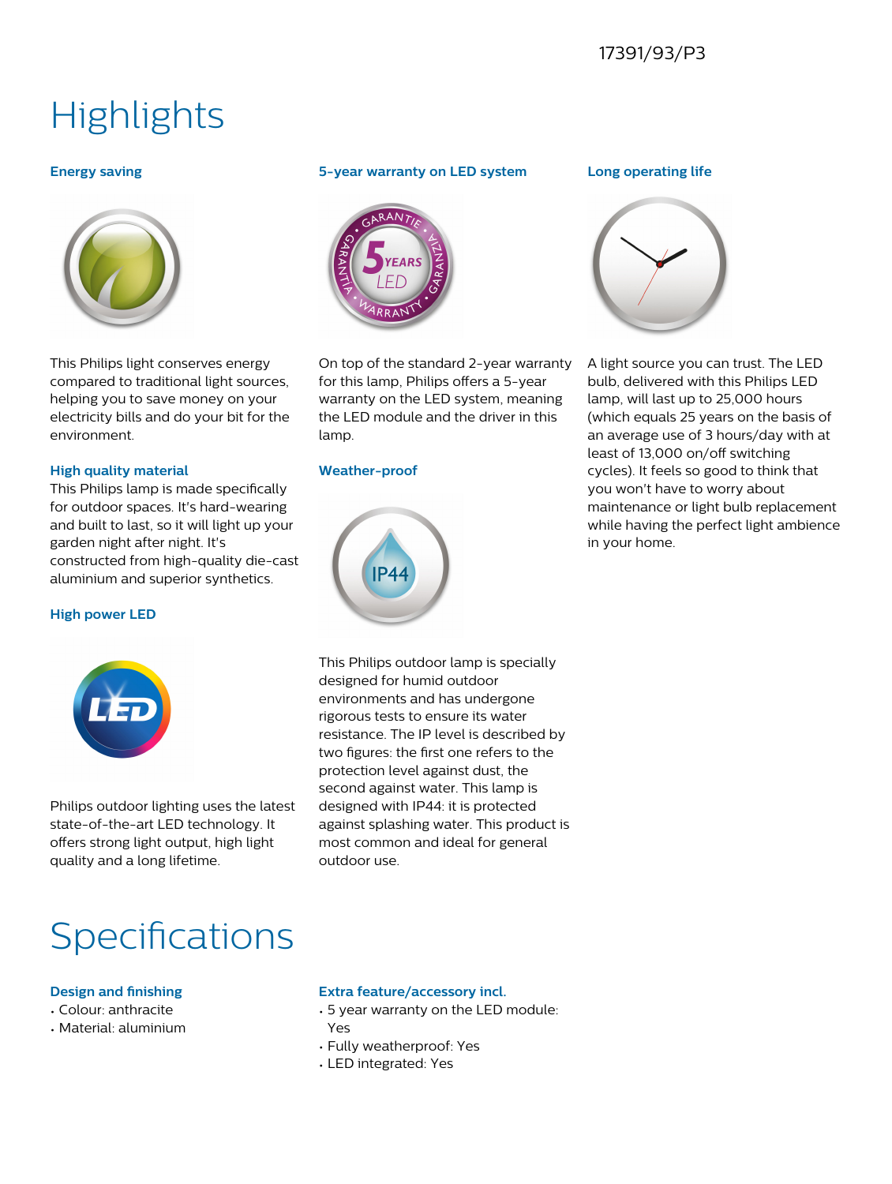17391/93/P3

# Highlights

### Energy saving

This Philips light conserves energy compared to traditional light sources, helping you to save money on your electricity bills and do your bit for the environment.

### High quality material

This Philips lamp is made specifically for outdoor spaces. It's hard-wearing and built to last, so it will light up your garden night after night. It's constructed from high-quality die-cast aluminium and superior synthetics.

### High power LED

Philips outdoor lighting uses the latest state-of-the-art LED technology. It offers strong light output, high light quality and a long lifetime.

### 5-year warranty on LED system

On top of the standard 2-year warranty for this lamp, Philips offers a 5-year warranty on the LED system, meaning the LED module and the driver in this lamp.

### Weather-proof

This Philips outdoor lamp is specially designed for humid outdoor environments and has undergone rigorous tests to ensure its water resistance. The IP level is described by two figures: the first one refers to the protection level against dust, the second against water. This lamp is designed with IP44: it is protected against splashing water. This product is most common and ideal for general outdoor use.

### Long operating life

A light source you can trust. The LED bulb, delivered with this Philips LED lamp, will last up to 25,000 hours (which equals 25 years on the basis of an average use of 3 hours/day with at least of 13,000 on/off switching cycles). It feels so good to think that you won't have to worry about maintenance or light bulb replacement while having the perfect light ambience in your home.

# Specifications

### Design and finishing

- Colour: anthracite
- Material: aluminium

### Extra feature/accessory incl.

- 5 year warranty on the LED module: Yes
- Fully weatherproof: Yes
- LED integrated: Yes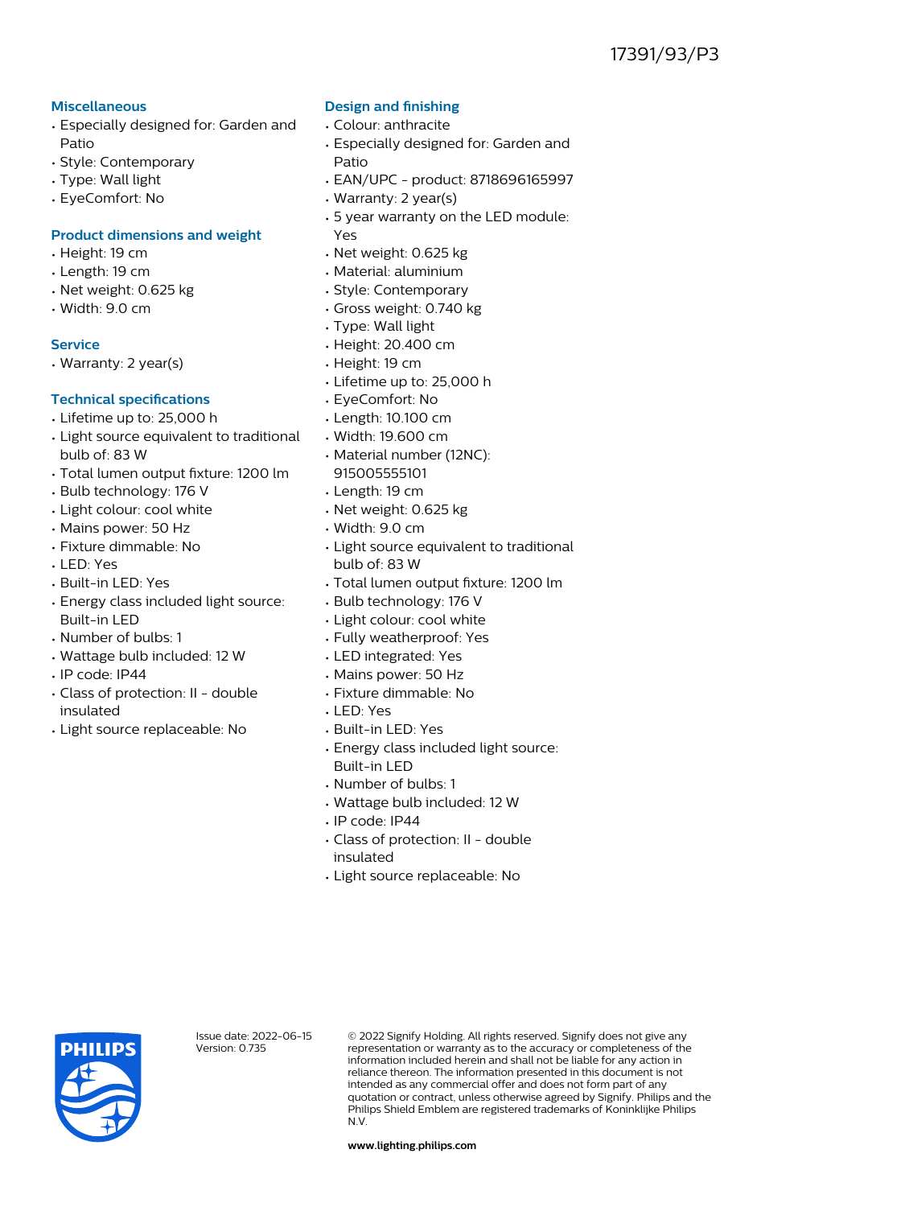## Miscellaneous

- Especially designed for: Garden and Patio
- Style: Contemporary
- Type: Wall light
- EyeComfort: No

## Product dimensions and weight

- Height: 19 cm
- Length: 19 cm
- Net weight: 0.625 kg
- Width: 9.0 cm

## Service

- Warranty: 2 year(s)

## Technical specifications

- Lifetime up to: 25,000 h
- Light source equivalent to traditional bulb of: 83 W
- Total lumen output fixture: 1200 lm
- Bulb technology: 176 V
- Light colour: cool white
- Mains power: 50 Hz
- Fixture dimmable: No
- LED: Yes
- Built-in LED: Yes
- Energy class included light source: Built-in LED
- Number of bulbs: 1
- Wattage bulb included: 12 W
- IP code: IP44
- Class of protection: II - double insulated
- Light source replaceable: No

## Design and finishing

- Colour: anthracite
- Especially designed for: Garden and Patio
- EAN/UPC - product: 8718696165997
- Warranty: 2 year(s)
- 5 year warranty on the LED module: Yes
- Net weight: 0.625 kg
- Material: aluminium
- Style: Contemporary
- Gross weight: 0.740 kg
- Type: Wall light
- Height: 20.400 cm
- Height: 19 cm
- Lifetime up to: 25,000 h
- EyeComfort: No
- Length: 10.100 cm
- Width: 19.600 cm
- Material number (12NC): 915005555101
- Length: 19 cm
- Net weight: 0.625 kg
- Width: 9.0 cm
- Light source equivalent to traditional bulb of: 83 W
- Total lumen output fixture: 1200 lm
- Bulb technology: 176 V
- Light colour: cool white
- Fully weatherproof: Yes
- LED integrated: Yes
- Mains power: 50 Hz
- Fixture dimmable: No
- LED: Yes
- Built-in LED: Yes
- Energy class included light source: Built-in LED
- Number of bulbs: 1
- Wattage bulb included: 12 W
- IP code: IP44
- Class of protection: II - double insulated
- Light source replaceable: No

Issue date: 2022-06-15
Version: 0.735

© 2022 Signify Holding. All rights reserved. Signify does not give any representation or warranty as to the accuracy or completeness of the information included herein and shall not be liable for any action in reliance thereon. The information presented in this document is not intended as any commercial offer and does not form part of any quotation or contract, unless otherwise agreed by Signify. Philips and the Philips Shield Emblem are registered trademarks of Koninklijke Philips N.V.

**www.lighting.philips.com**